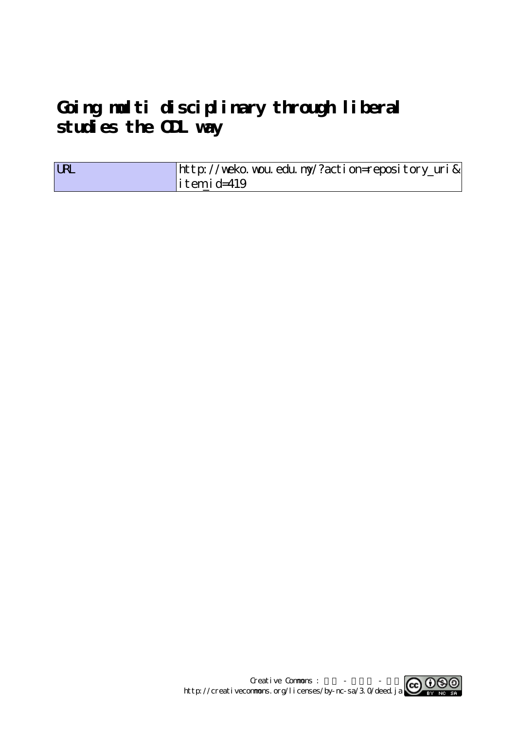# Going multi disciplinary through liberal studies the ODL way

| URL | http://weko.wou.edu.my/?action=repository_uri&item_id=419 |
|---|---|

Creative Commons : 表示 - 非営利 - 継承
http://creativecommons.org/licenses/by-nc-sa/3.0/deed.ja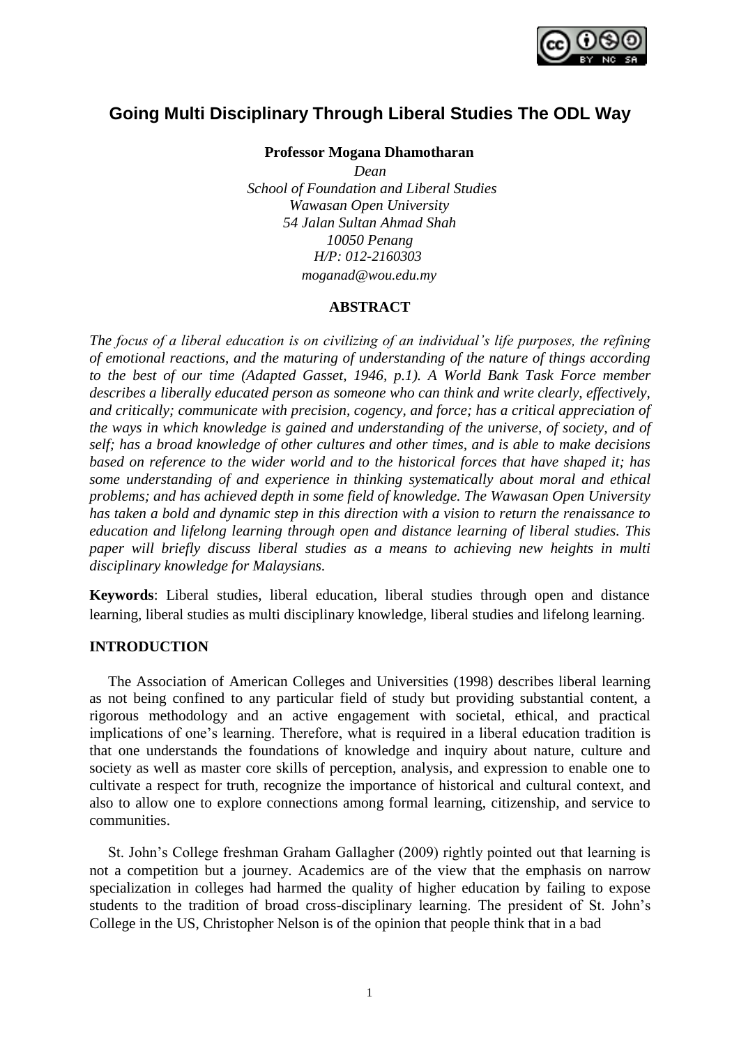# Going Multi Disciplinary Through Liberal Studies The ODL Way

**Professor Mogana Dhamotharan**

*Dean*
*School of Foundation and Liberal Studies*
*Wawasan Open University*
*54 Jalan Sultan Ahmad Shah*
*10050 Penang*
*H/P: 012-2160303*
*moganad@wou.edu.my*

## ABSTRACT

*The focus of a liberal education is on civilizing of an individual's life purposes, the refining of emotional reactions, and the maturing of understanding of the nature of things according to the best of our time (Adapted Gasset, 1946, p.1). A World Bank Task Force member describes a liberally educated person as someone who can think and write clearly, effectively, and critically; communicate with precision, cogency, and force; has a critical appreciation of the ways in which knowledge is gained and understanding of the universe, of society, and of self; has a broad knowledge of other cultures and other times, and is able to make decisions based on reference to the wider world and to the historical forces that have shaped it; has some understanding of and experience in thinking systematically about moral and ethical problems; and has achieved depth in some field of knowledge. The Wawasan Open University has taken a bold and dynamic step in this direction with a vision to return the renaissance to education and lifelong learning through open and distance learning of liberal studies. This paper will briefly discuss liberal studies as a means to achieving new heights in multi disciplinary knowledge for Malaysians.*

**Keywords**: Liberal studies, liberal education, liberal studies through open and distance learning, liberal studies as multi disciplinary knowledge, liberal studies and lifelong learning.

## INTRODUCTION

The Association of American Colleges and Universities (1998) describes liberal learning as not being confined to any particular field of study but providing substantial content, a rigorous methodology and an active engagement with societal, ethical, and practical implications of one's learning. Therefore, what is required in a liberal education tradition is that one understands the foundations of knowledge and inquiry about nature, culture and society as well as master core skills of perception, analysis, and expression to enable one to cultivate a respect for truth, recognize the importance of historical and cultural context, and also to allow one to explore connections among formal learning, citizenship, and service to communities.

St. John's College freshman Graham Gallagher (2009) rightly pointed out that learning is not a competition but a journey. Academics are of the view that the emphasis on narrow specialization in colleges had harmed the quality of higher education by failing to expose students to the tradition of broad cross-disciplinary learning. The president of St. John's College in the US, Christopher Nelson is of the opinion that people think that in a bad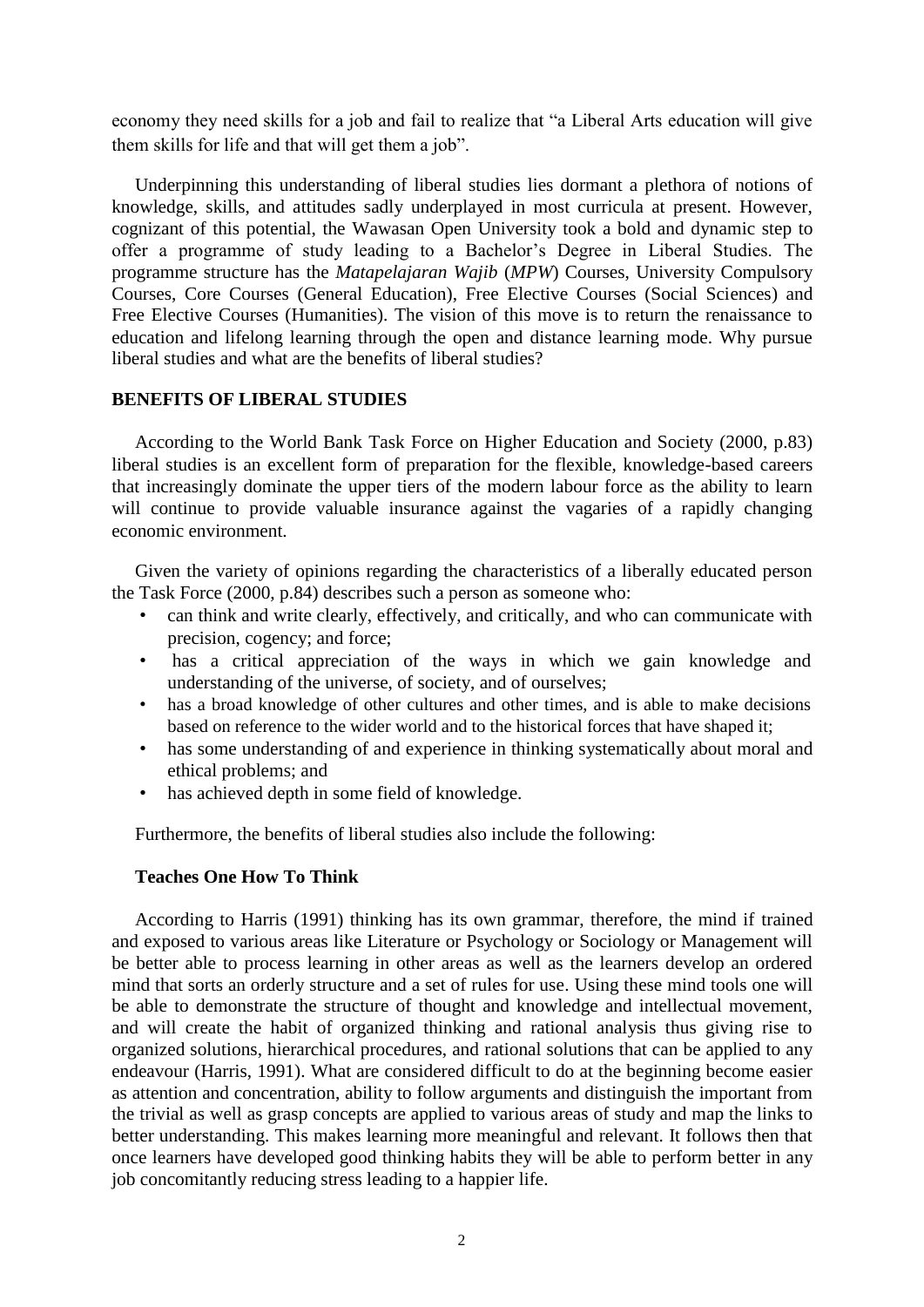economy they need skills for a job and fail to realize that "a Liberal Arts education will give them skills for life and that will get them a job".

Underpinning this understanding of liberal studies lies dormant a plethora of notions of knowledge, skills, and attitudes sadly underplayed in most curricula at present. However, cognizant of this potential, the Wawasan Open University took a bold and dynamic step to offer a programme of study leading to a Bachelor's Degree in Liberal Studies. The programme structure has the *Matapelajaran Wajib* (*MPW*) Courses, University Compulsory Courses, Core Courses (General Education), Free Elective Courses (Social Sciences) and Free Elective Courses (Humanities). The vision of this move is to return the renaissance to education and lifelong learning through the open and distance learning mode. Why pursue liberal studies and what are the benefits of liberal studies?

## BENEFITS OF LIBERAL STUDIES

According to the World Bank Task Force on Higher Education and Society (2000, p.83) liberal studies is an excellent form of preparation for the flexible, knowledge-based careers that increasingly dominate the upper tiers of the modern labour force as the ability to learn will continue to provide valuable insurance against the vagaries of a rapidly changing economic environment.

Given the variety of opinions regarding the characteristics of a liberally educated person the Task Force (2000, p.84) describes such a person as someone who:

- can think and write clearly, effectively, and critically, and who can communicate with precision, cogency; and force;
- has a critical appreciation of the ways in which we gain knowledge and understanding of the universe, of society, and of ourselves;
- has a broad knowledge of other cultures and other times, and is able to make decisions based on reference to the wider world and to the historical forces that have shaped it;
- has some understanding of and experience in thinking systematically about moral and ethical problems; and
- has achieved depth in some field of knowledge.

Furthermore, the benefits of liberal studies also include the following:

### Teaches One How To Think

According to Harris (1991) thinking has its own grammar, therefore, the mind if trained and exposed to various areas like Literature or Psychology or Sociology or Management will be better able to process learning in other areas as well as the learners develop an ordered mind that sorts an orderly structure and a set of rules for use. Using these mind tools one will be able to demonstrate the structure of thought and knowledge and intellectual movement, and will create the habit of organized thinking and rational analysis thus giving rise to organized solutions, hierarchical procedures, and rational solutions that can be applied to any endeavour (Harris, 1991). What are considered difficult to do at the beginning become easier as attention and concentration, ability to follow arguments and distinguish the important from the trivial as well as grasp concepts are applied to various areas of study and map the links to better understanding. This makes learning more meaningful and relevant. It follows then that once learners have developed good thinking habits they will be able to perform better in any job concomitantly reducing stress leading to a happier life.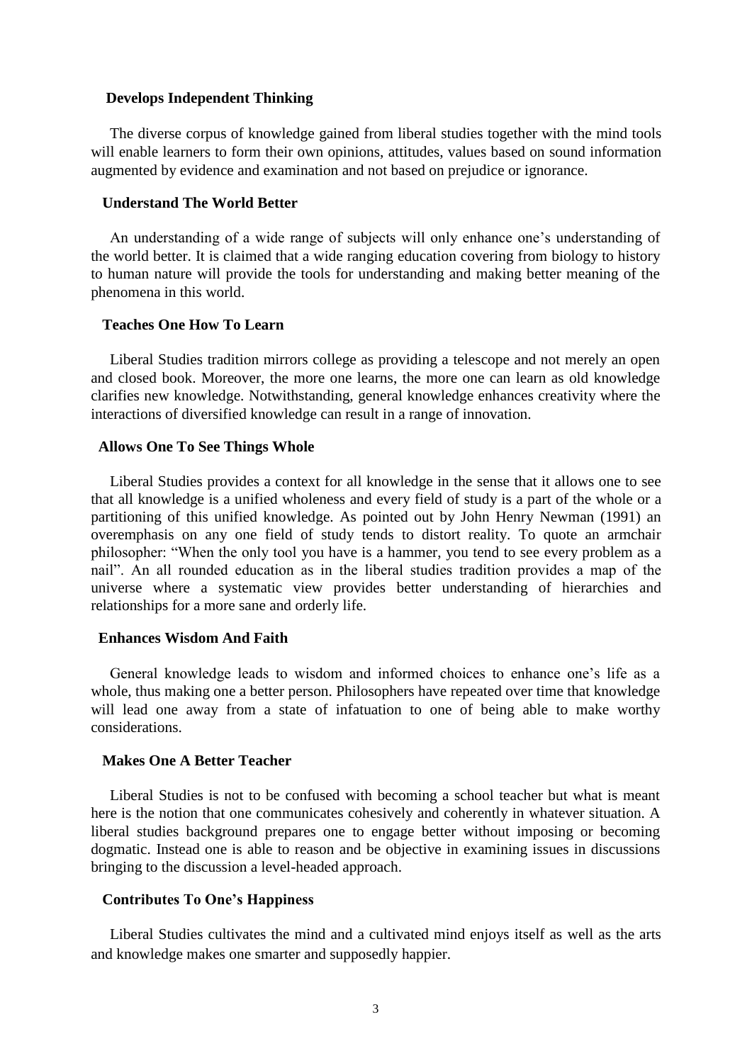### Develops Independent Thinking

The diverse corpus of knowledge gained from liberal studies together with the mind tools will enable learners to form their own opinions, attitudes, values based on sound information augmented by evidence and examination and not based on prejudice or ignorance.

### Understand The World Better

An understanding of a wide range of subjects will only enhance one's understanding of the world better. It is claimed that a wide ranging education covering from biology to history to human nature will provide the tools for understanding and making better meaning of the phenomena in this world.

### Teaches One How To Learn

Liberal Studies tradition mirrors college as providing a telescope and not merely an open and closed book. Moreover, the more one learns, the more one can learn as old knowledge clarifies new knowledge. Notwithstanding, general knowledge enhances creativity where the interactions of diversified knowledge can result in a range of innovation.

### Allows One To See Things Whole

Liberal Studies provides a context for all knowledge in the sense that it allows one to see that all knowledge is a unified wholeness and every field of study is a part of the whole or a partitioning of this unified knowledge. As pointed out by John Henry Newman (1991) an overemphasis on any one field of study tends to distort reality. To quote an armchair philosopher: "When the only tool you have is a hammer, you tend to see every problem as a nail". An all rounded education as in the liberal studies tradition provides a map of the universe where a systematic view provides better understanding of hierarchies and relationships for a more sane and orderly life.

### Enhances Wisdom And Faith

General knowledge leads to wisdom and informed choices to enhance one's life as a whole, thus making one a better person. Philosophers have repeated over time that knowledge will lead one away from a state of infatuation to one of being able to make worthy considerations.

### Makes One A Better Teacher

Liberal Studies is not to be confused with becoming a school teacher but what is meant here is the notion that one communicates cohesively and coherently in whatever situation. A liberal studies background prepares one to engage better without imposing or becoming dogmatic. Instead one is able to reason and be objective in examining issues in discussions bringing to the discussion a level-headed approach.

### Contributes To One's Happiness

Liberal Studies cultivates the mind and a cultivated mind enjoys itself as well as the arts and knowledge makes one smarter and supposedly happier.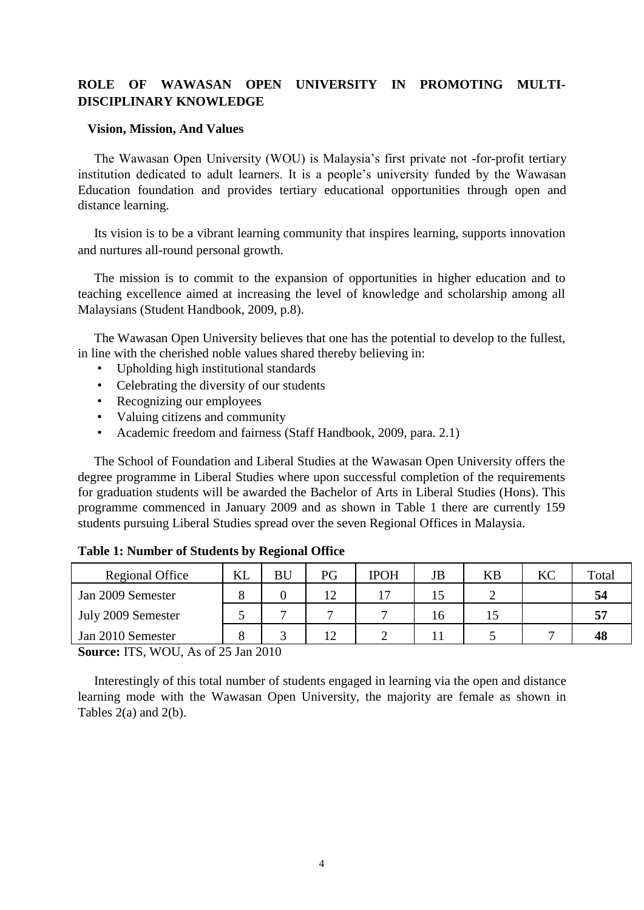## ROLE OF WAWASAN OPEN UNIVERSITY IN PROMOTING MULTI-DISCIPLINARY KNOWLEDGE

### Vision, Mission, And Values

The Wawasan Open University (WOU) is Malaysia's first private not -for-profit tertiary institution dedicated to adult learners. It is a people's university funded by the Wawasan Education foundation and provides tertiary educational opportunities through open and distance learning.

Its vision is to be a vibrant learning community that inspires learning, supports innovation and nurtures all-round personal growth.

The mission is to commit to the expansion of opportunities in higher education and to teaching excellence aimed at increasing the level of knowledge and scholarship among all Malaysians (Student Handbook, 2009, p.8).

The Wawasan Open University believes that one has the potential to develop to the fullest, in line with the cherished noble values shared thereby believing in:

- Upholding high institutional standards
- Celebrating the diversity of our students
- Recognizing our employees
- Valuing citizens and community
- Academic freedom and fairness (Staff Handbook, 2009, para. 2.1)

The School of Foundation and Liberal Studies at the Wawasan Open University offers the degree programme in Liberal Studies where upon successful completion of the requirements for graduation students will be awarded the Bachelor of Arts in Liberal Studies (Hons). This programme commenced in January 2009 and as shown in Table 1 there are currently 159 students pursuing Liberal Studies spread over the seven Regional Offices in Malaysia.

**Table 1: Number of Students by Regional Office**

| Regional Office | KL | BU | PG | IPOH | JB | KB | KC | Total |
|---|---|---|---|---|---|---|---|---|
| Jan 2009 Semester | 8 | 0 | 12 | 17 | 15 | 2 | | **54** |
| July 2009 Semester | 5 | 7 | 7 | 7 | 16 | 15 | | **57** |
| Jan 2010 Semester | 8 | 3 | 12 | 2 | 11 | 5 | 7 | **48** |

**Source:** ITS, WOU, As of 25 Jan 2010

Interestingly of this total number of students engaged in learning via the open and distance learning mode with the Wawasan Open University, the majority are female as shown in Tables 2(a) and 2(b).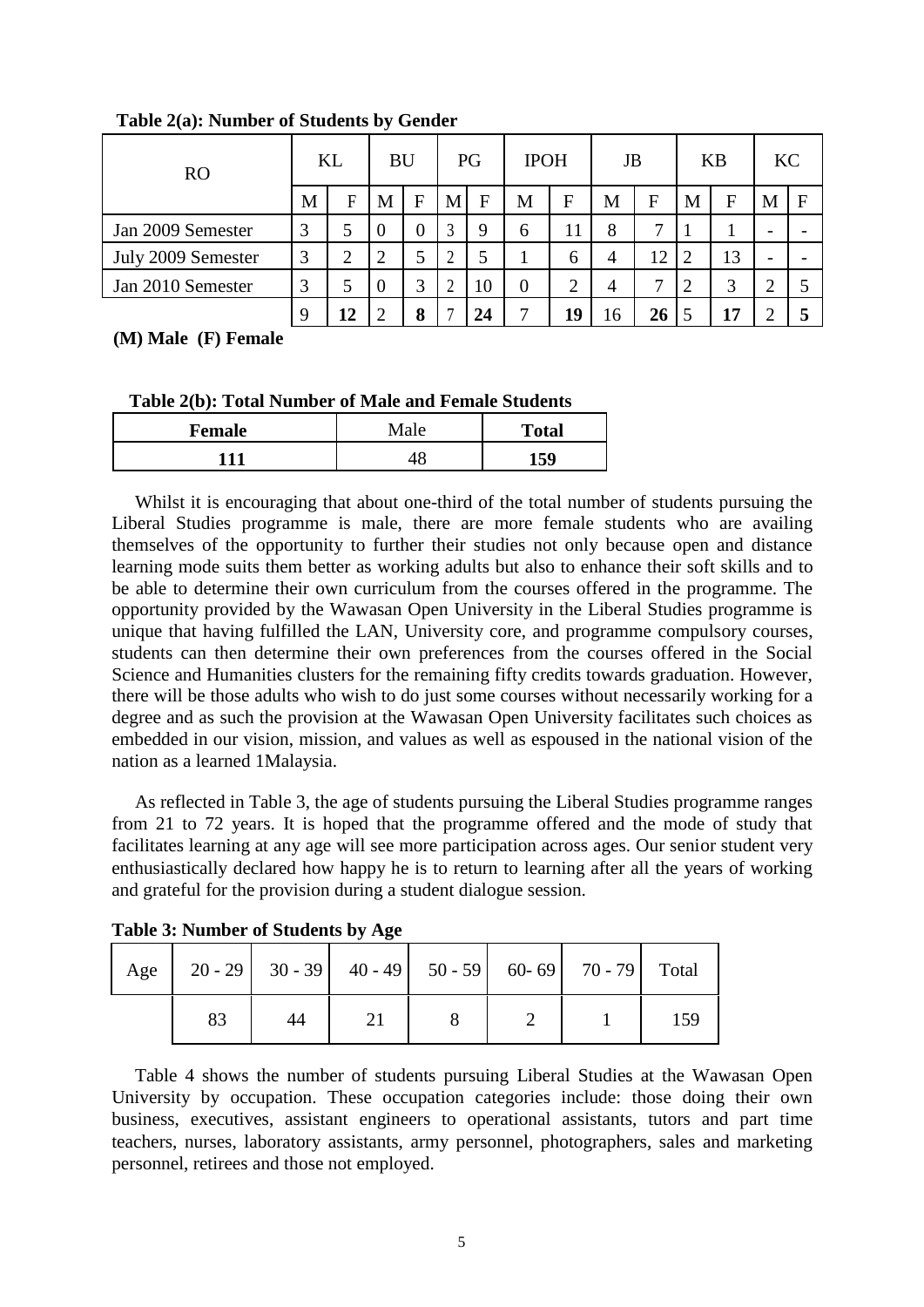**Table 2(a): Number of Students by Gender**

| RO | KL | | BU | | PG | | IPOH | | JB | | KB | | KC | |
|---|---|---|---|---|---|---|---|---|---|---|---|---|---|---|
| | M | F | M | F | M | F | M | F | M | F | M | F | M | F |
| Jan 2009 Semester | 3 | 5 | 0 | 0 | 3 | 9 | 6 | 11 | 8 | 7 | 1 | 1 | - | - |
| July 2009 Semester | 3 | 2 | 2 | 5 | 2 | 5 | 1 | 6 | 4 | 12 | 2 | 13 | - | - |
| Jan 2010 Semester | 3 | 5 | 0 | 3 | 2 | 10 | 0 | 2 | 4 | 7 | 2 | 3 | 2 | 5 |
| | 9 | **12** | 2 | **8** | 7 | **24** | 7 | **19** | 16 | **26** | 5 | **17** | 2 | **5** |

**(M) Male (F) Female**

**Table 2(b): Total Number of Male and Female Students**

| **Female** | Male | **Total** |
|---|---|---|
| **111** | 48 | **159** |

Whilst it is encouraging that about one-third of the total number of students pursuing the Liberal Studies programme is male, there are more female students who are availing themselves of the opportunity to further their studies not only because open and distance learning mode suits them better as working adults but also to enhance their soft skills and to be able to determine their own curriculum from the courses offered in the programme. The opportunity provided by the Wawasan Open University in the Liberal Studies programme is unique that having fulfilled the LAN, University core, and programme compulsory courses, students can then determine their own preferences from the courses offered in the Social Science and Humanities clusters for the remaining fifty credits towards graduation. However, there will be those adults who wish to do just some courses without necessarily working for a degree and as such the provision at the Wawasan Open University facilitates such choices as embedded in our vision, mission, and values as well as espoused in the national vision of the nation as a learned 1Malaysia.

As reflected in Table 3, the age of students pursuing the Liberal Studies programme ranges from 21 to 72 years. It is hoped that the programme offered and the mode of study that facilitates learning at any age will see more participation across ages. Our senior student very enthusiastically declared how happy he is to return to learning after all the years of working and grateful for the provision during a student dialogue session.

**Table 3: Number of Students by Age**

| Age | 20 - 29 | 30 - 39 | 40 - 49 | 50 - 59 | 60- 69 | 70 - 79 | Total |
|---|---|---|---|---|---|---|---|
| | 83 | 44 | 21 | 8 | 2 | 1 | 159 |

Table 4 shows the number of students pursuing Liberal Studies at the Wawasan Open University by occupation. These occupation categories include: those doing their own business, executives, assistant engineers to operational assistants, tutors and part time teachers, nurses, laboratory assistants, army personnel, photographers, sales and marketing personnel, retirees and those not employed.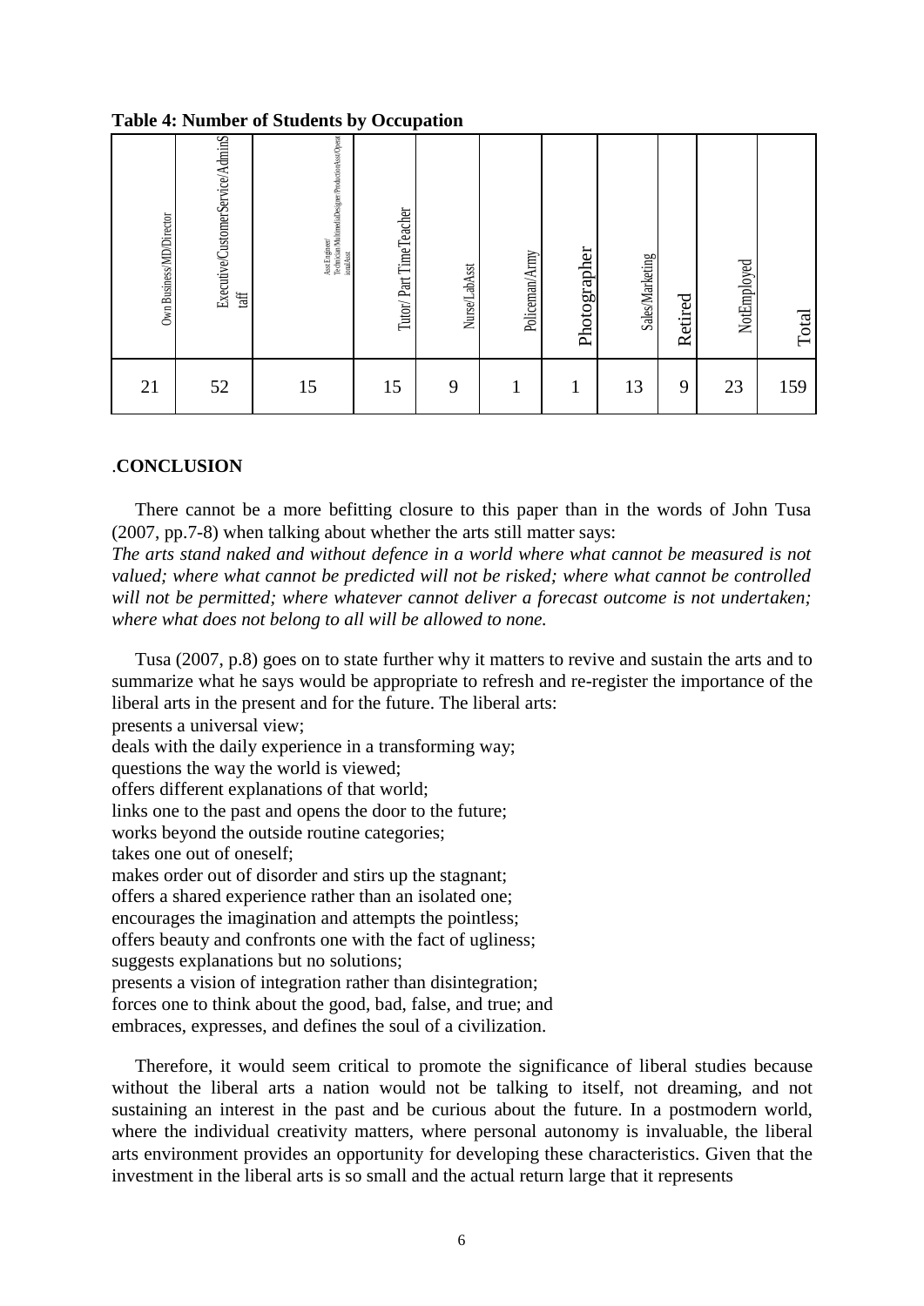**Table 4: Number of Students by Occupation**

| Own Business/MD/Director | Executive/CustomerService/AdminStaff | Asst Engineer/ Technician/MultimediaDesigner/ProductionAsst/OperationalAsst | Tutor/ Part Time Teacher | Nurse/LabAsst | Policeman/Army | Photographer | Sales/Marketing | Retired | NotEmployed | Total |
|---|---|---|---|---|---|---|---|---|---|---|
| 21 | 52 | 15 | 15 | 9 | 1 | 1 | 13 | 9 | 23 | 159 |

## .CONCLUSION

There cannot be a more befitting closure to this paper than in the words of John Tusa (2007, pp.7-8) when talking about whether the arts still matter says:

*The arts stand naked and without defence in a world where what cannot be measured is not valued; where what cannot be predicted will not be risked; where what cannot be controlled will not be permitted; where whatever cannot deliver a forecast outcome is not undertaken; where what does not belong to all will be allowed to none.*

Tusa (2007, p.8) goes on to state further why it matters to revive and sustain the arts and to summarize what he says would be appropriate to refresh and re-register the importance of the liberal arts in the present and for the future. The liberal arts:

presents a universal view;
deals with the daily experience in a transforming way;
questions the way the world is viewed;
offers different explanations of that world;
links one to the past and opens the door to the future;
works beyond the outside routine categories;
takes one out of oneself;
makes order out of disorder and stirs up the stagnant;
offers a shared experience rather than an isolated one;
encourages the imagination and attempts the pointless;
offers beauty and confronts one with the fact of ugliness;
suggests explanations but no solutions;
presents a vision of integration rather than disintegration;
forces one to think about the good, bad, false, and true; and
embraces, expresses, and defines the soul of a civilization.

Therefore, it would seem critical to promote the significance of liberal studies because without the liberal arts a nation would not be talking to itself, not dreaming, and not sustaining an interest in the past and be curious about the future. In a postmodern world, where the individual creativity matters, where personal autonomy is invaluable, the liberal arts environment provides an opportunity for developing these characteristics. Given that the investment in the liberal arts is so small and the actual return large that it represents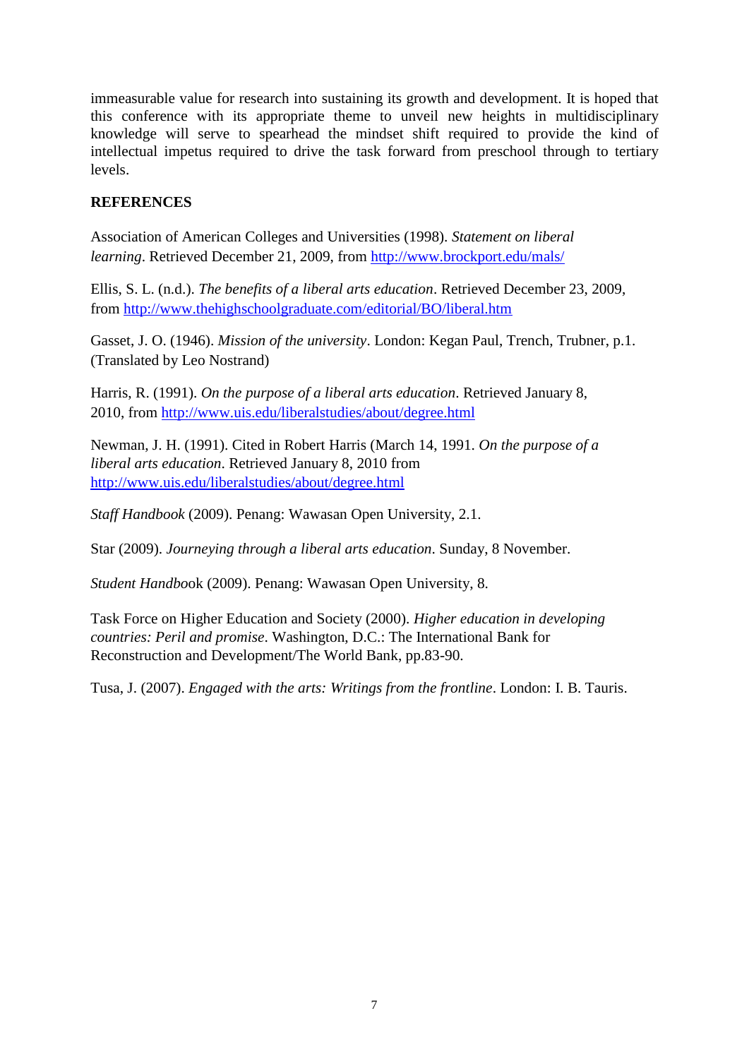immeasurable value for research into sustaining its growth and development. It is hoped that this conference with its appropriate theme to unveil new heights in multidisciplinary knowledge will serve to spearhead the mindset shift required to provide the kind of intellectual impetus required to drive the task forward from preschool through to tertiary levels.

**REFERENCES**

Association of American Colleges and Universities (1998). *Statement on liberal learning*. Retrieved December 21, 2009, from http://www.brockport.edu/mals/

Ellis, S. L. (n.d.). *The benefits of a liberal arts education*. Retrieved December 23, 2009, from http://www.thehighschoolgraduate.com/editorial/BO/liberal.htm

Gasset, J. O. (1946). *Mission of the university*. London: Kegan Paul, Trench, Trubner, p.1. (Translated by Leo Nostrand)

Harris, R. (1991). *On the purpose of a liberal arts education*. Retrieved January 8, 2010, from http://www.uis.edu/liberalstudies/about/degree.html

Newman, J. H. (1991). Cited in Robert Harris (March 14, 1991. *On the purpose of a liberal arts education*. Retrieved January 8, 2010 from http://www.uis.edu/liberalstudies/about/degree.html

*Staff Handbook* (2009). Penang: Wawasan Open University, 2.1.

Star (2009). *Journeying through a liberal arts education*. Sunday, 8 November.

*Student Handbo*ok (2009). Penang: Wawasan Open University, 8.

Task Force on Higher Education and Society (2000). *Higher education in developing countries: Peril and promise*. Washington, D.C.: The International Bank for Reconstruction and Development/The World Bank, pp.83-90.

Tusa, J. (2007). *Engaged with the arts: Writings from the frontline*. London: I. B. Tauris.